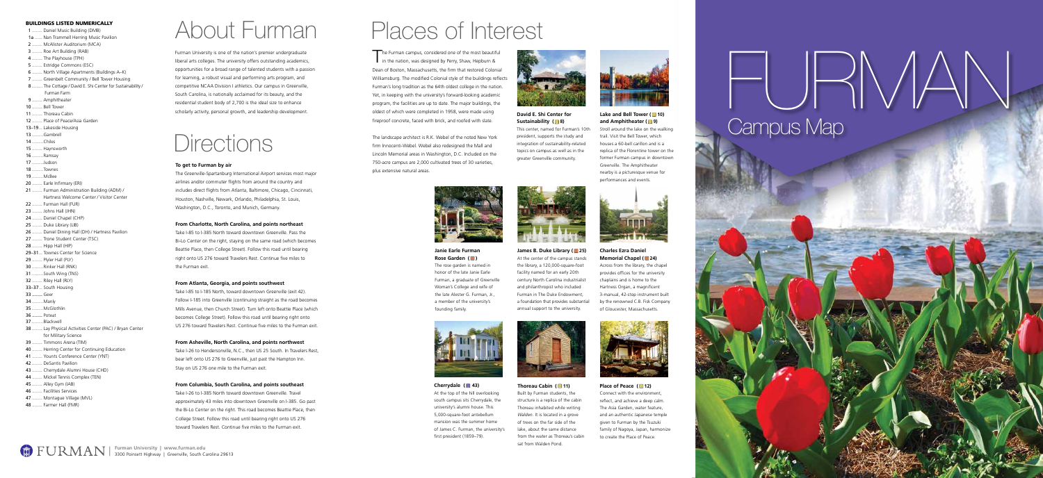# FURMAN

## Campus Map

### BUILDINGS LISTED NUMERICALLY

1 ........ Daniel Music Building (DMB)
1a ....... Nan Trammell Herring Music Pavilion
2 ........ McAlister Auditorium (MCA)
3 ........ Roe Art Building (RAB)
4 ........ The Playhouse (TPH)
5 ........ Estridge Commons (ESC)
6 ........ North Village Apartments (Buildings A–K)
7 ........ Greenbelt Community / Bell Tower Housing
8 ........ The Cottage / David E. Shi Center for Sustainability / Furman Farm
9 ........ Amphitheater
10 ........ Bell Tower
11 ........ Thoreau Cabin
12 ........ Place of Peace/Asia Garden
13–19 ... Lakeside Housing
13 ........ Gambrell
14 ........ Chiles
15 ........ Haynsworth
16 ........ Ramsay
17 ........ Judson
18 ........ Townes
19 ........ McBee
20 ........ Earle Infirmary (ERI)
21 ........ Furman Administration Building (ADM) / Hartness Welcome Center / Visitor Center
22 ........ Furman Hall (FUR)
23 ........ Johns Hall (JHN)
24 ........ Daniel Chapel (CHP)
25 ........ Duke Library (LIB)
26 ........ Daniel Dining Hall (DH) / Hartness Pavilion
27 ........ Trone Student Center (TSC)
28 ........ Hipp Hall (HIP)
29–31 ... Townes Center for Science
29 ........ Plyler Hall (PLY)
30 ........ Rinker Hall (RNK)
31 ........ South Wing (TNS)
32 ........ Riley Hall (RLY)
33–37 ... South Housing
33 ........ Geer
34 ........ Manly
35 ........ McGlothlin
36 ........ Poteat
37 ........ Blackwell
38 ........ Lay Physical Activities Center (PAC) / Bryan Center for Military Science
39 ........ Timmons Arena (TIM)
40 ........ Herring Center for Continuing Education
41 ........ Younts Conference Center (YNT)
42 ........ DeSantis Pavilion
43 ........ Cherrydale Alumni House (CHD)
44 ........ Mickel Tennis Complex (TEN)
45 ........ Alley Gym (IAB)
46 ........ Facilities Services
47 ........ Montague Village (MVL)
48 ........ Farmer Hall (FMR)

# About Furman

Furman University is one of the nation's premier undergraduate liberal arts colleges. The university offers outstanding academics, opportunities for a broad range of talented students with a passion for learning, a robust visual and performing arts program, and competitive NCAA Division I athletics. Our campus in Greenville, South Carolina, is nationally acclaimed for its beauty, and the residential student body of 2,700 is the ideal size to enhance scholarly activity, personal growth, and leadership development.

# Directions

### To get to Furman by air

The Greenville-Spartanburg International Airport services most major airlines and/or commuter flights from around the country and includes direct flights from Atlanta, Baltimore, Chicago, Cincinnati, Houston, Nashville, Newark, Orlando, Philadelphia, St. Louis, Washington, D.C., Toronto, and Munich, Germany.

### From Charlotte, North Carolina, and points northeast

Take I-85 to I-385 North toward downtown Greenville. Pass the Bi-Lo Center on the right, staying on the same road (which becomes Beattie Place, then College Street). Follow this road until bearing right onto US 276 toward Travelers Rest. Continue five miles to the Furman exit.

### From Atlanta, Georgia, and points southwest

Take I-85 to I-185 North, toward downtown Greenville (exit 42). Follow I-185 into Greenville (continuing straight as the road becomes Mills Avenue, then Church Street). Turn left onto Beattie Place (which becomes College Street). Follow this road until bearing right onto US 276 toward Travelers Rest. Continue five miles to the Furman exit.

### From Asheville, North Carolina, and points northwest

Take I-26 to Hendersonville, N.C., then US 25 South. In Travelers Rest, bear left onto US 276 to Greenville, just past the Hampton Inn. Stay on US 276 one mile to the Furman exit.

### From Columbia, South Carolina, and points southeast

Take I-26 to I-385 North toward downtown Greenville. Travel approximately 43 miles into downtown Greenville on I-385. Go past the Bi-Lo Center on the right. This road becomes Beattie Place, then College Street. Follow this road until bearing right onto US 276 toward Travelers Rest. Continue five miles to the Furman exit.

# Places of Interest

The Furman campus, considered one of the most beautiful in the nation, was designed by Perry, Shaw, Hepburn & Dean of Boston, Massachusetts, the firm that restored Colonial Williamsburg. The modified Colonial style of the buildings reflects Furman's long tradition as the 64th oldest college in the nation. Yet, in keeping with the university's forward-looking academic program, the facilities are up to date. The major buildings, the oldest of which were completed in 1958, were made using fireproof concrete, faced with brick, and roofed with slate.

The landscape architect is R.K. Webel of the noted New York firm Innocenti-Webel. Webel also redesigned the Mall and Lincoln Memorial areas in Washington, D.C. Included on the 750-acre campus are 2,000 cultivated trees of 30 varieties, plus extensive natural areas.

**David E. Shi Center for Sustainability (8)**
This center, named for Furman's 10th president, supports the study and integration of sustainability-related topics on campus as well as in the greater Greenville community.

**Lake and Bell Tower (10) and Amphitheater (9)**
Stroll around the lake on the walking trail. Visit the Bell Tower, which houses a 60-bell carillon and is a replica of the Florentine tower on the former Furman campus in downtown Greenville. The Amphitheater nearby is a picturesque venue for performances and events.

**Janie Earle Furman Rose Garden ( )**
The rose garden is named in honor of the late Janie Earle Furman, a graduate of Greenville Woman's College and wife of the late Alester G. Furman, Jr., a member of the university's founding family.

**James B. Duke Library (25)**
At the center of the campus stands the library, a 120,000-square-foot facility named for an early 20th century North Carolina industrialist and philanthropist who included Furman in The Duke Endowment, a foundation that provides substantial annual support to the university.

**Charles Ezra Daniel Memorial Chapel (24)**
Across from the library, the chapel provides offices for the university chaplains and is home to the Hartness Organ, a magnificent 3-manual, 42-stop instrument built by the renowned C.B. Fisk Company of Gloucester, Massachusetts.

**Cherrydale (43)**
At the top of the hill overlooking south campus sits Cherrydale, the university's alumni house. This 5,000-square-foot antebellum mansion was the summer home of James C. Furman, the university's first president (1859–79).

**Thoreau Cabin (11)**
Built by Furman students, the structure is a replica of the cabin Thoreau inhabited while writing *Walden*. It is located in a grove of trees on the far side of the lake, about the same distance from the water as Thoreau's cabin sat from Walden Pond.

**Place of Peace (12)**
Connect with the environment, reflect, and achieve a deep calm. The Asia Garden, water feature, and an authentic Japanese temple given to Furman by the Tsuzuki family of Nagoya, Japan, harmonize to create the Place of Peace.

FURMAN | Furman University | www.furman.edu
3300 Poinsett Highway | Greenville, South Carolina 29613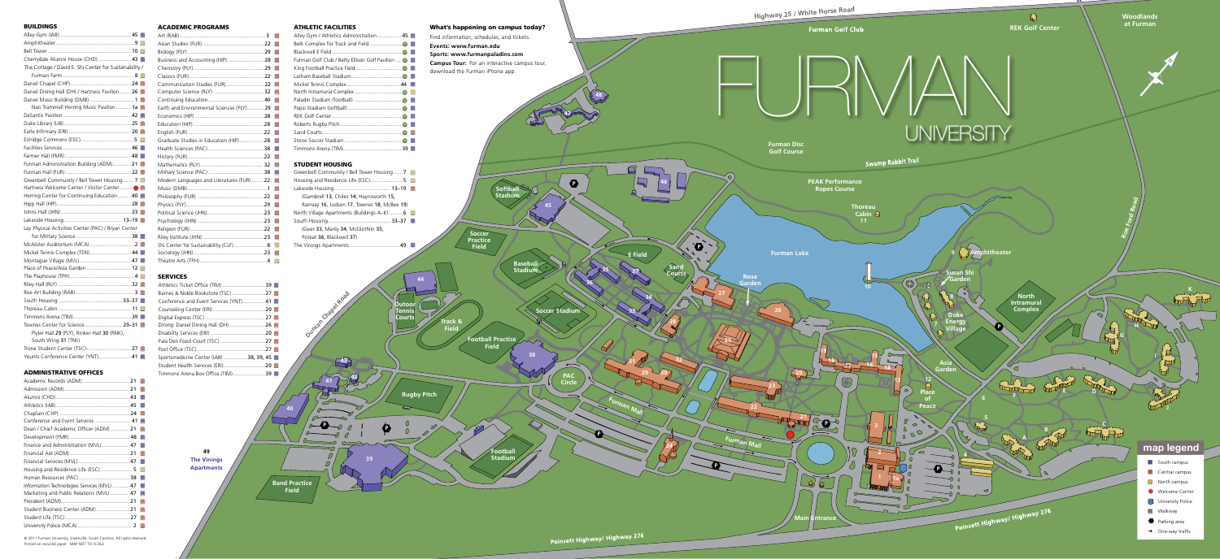## BUILDINGS

| | |
|---|---|
| Alley Gym (IAB) | 45 |
| Amphitheater | 9 |
| Bell Tower | 10 |
| Cherrydale Alumni House (CHD) | 43 |
| The Cottage / David E. Shi Center for Sustainability / Furman Farm | 8 |
| Daniel Chapel (CHP) | 24 |
| Daniel Dining Hall (DH) / Hartness Pavilion | 26 |
| Daniel Music Building (DMB) | 1 |
| Nan Trammell Herring Music Pavilion | 1a |
| DeSantis Pavilion | 42 |
| Duke Library (LIB) | 25 |
| Earle Infirmary (ERI) | 20 |
| Estridge Commons (ESC) | 5 |
| Facilities Services | 46 |
| Farmer Hall (FMR) | 48 |
| Furman Administration Building (ADM) | 21 |
| Furman Hall (FUR) | 22 |
| Greenbelt Community / Bell Tower Housing | 7 |
| Hartness Welcome Center / Visitor Center | ● |
| Herring Center for Continuing Education | 40 |
| Hipp Hall (HIP) | 28 |
| Johns Hall (JHN) | 23 |
| Lakeside Housing | 13–19 |
| Lay Physical Activities Center (PAC) / Bryan Center for Military Science | 38 |
| McAlister Auditorium (MCA) | 2 |
| Mickel Tennis Complex (TEN) | 44 |
| Montague Village (MVL) | 47 |
| Place of Peace/Asia Garden | 12 |
| The Playhouse (TPH) | 4 |
| Riley Hall (RLY) | 32 |
| Roe Art Building (RAB) | 3 |
| South Housing | 33–37 |
| Thoreau Cabin | 11 |
| Timmons Arena (TIM) | 39 |
| Townes Center for Science | 29–31 |
| Plyler Hall 29 (PLY), Rinker Hall 30 (RNK), South Wing 31 (TNS) | |
| Trone Student Center (TSC) | 27 |
| Younts Conference Center (YNT) | 41 |

## ADMINISTRATIVE OFFICES

| | |
|---|---|
| Academic Records (ADM) | 21 |
| Admission (ADM) | 21 |
| Alumni (CHD) | 43 |
| Athletics (IAB) | 45 |
| Chaplain (CHP) | 24 |
| Conference and Event Services | 41 |
| Dean / Chief Academic Officer (ADM) | 21 |
| Development (FMR) | 48 |
| Finance and Administration (MVL) | 47 |
| Financial Aid (ADM) | 21 |
| Financial Services (MVL) | 47 |
| Housing and Residence Life (ESC) | 5 |
| Human Resources (PAC) | 38 |
| Information Technologies Services (MVL) | 47 |
| Marketing and Public Relations (MVL) | 47 |
| President (ADM) | 21 |
| Student Business Center (ADM) | 21 |
| Student Life (TSC) | 27 |
| University Police (MCA) | 2 |

© 2011 Furman University, Greenville, South Carolina. All rights reserved. Printed on recycled paper. MAP NOT TO SCALE.

## ACADEMIC PROGRAMS

| | |
|---|---|
| Art (RAB) | 3 |
| Asian Studies (FUR) | 22 |
| Biology (PLY) | 29 |
| Business and Accounting (HIP) | 28 |
| Chemistry (PLY) | 29 |
| Classics (FUR) | 22 |
| Communication Studies (FUR) | 22 |
| Computer Science (RLY) | 32 |
| Continuing Education | 40 |
| Earth and Environmental Sciences (PLY) | 29 |
| Economics (HIP) | 28 |
| Education (HIP) | 28 |
| English (FUR) | 22 |
| Graduate Studies in Education (HIP) | 28 |
| Health Sciences (PAC) | 38 |
| History (FUR) | 22 |
| Mathematics (RLY) | 32 |
| Military Science (PAC) | 38 |
| Modern Languages and Literatures (FUR) | 22 |
| Music (DMB) | 1 |
| Philosophy (FUR) | 22 |
| Physics (PLY) | 29 |
| Political Science (JHN) | 23 |
| Psychology (JHN) | 23 |
| Religion (FUR) | 22 |
| Riley Institute (JHN) | 23 |
| Shi Center for Sustainability (CLF) | 8 |
| Sociology (JHN) | 23 |
| Theatre Arts (TPH) | 4 |

## SERVICES

| | |
|---|---|
| Athletics Ticket Office (TIM) | 39 |
| Barnes & Noble Bookstore (TSC) | 27 |
| Conference and Event Services (YNT) | 41 |
| Counseling Center (ERI) | 20 |
| Digital Express (TSC) | 27 |
| Dining: Daniel Dining Hall (DH) | 26 |
| Disability Services (ERI) | 20 |
| Pala Den Food Court (TSC) | 27 |
| Post Office (TSC) | 27 |
| Sportsmedicine Center (IAB) | 38, 39, 45 |
| Student Health Services (ERI) | 20 |
| Timmons Arena Box Office (TIM) | 39 |

## ATHLETIC FACILITIES

| | |
|---|---|
| Alley Gym / Athletics Administration | 45 |
| Belk Complex for Track and Field | ● |
| Blackwell E Field | ● |
| Furman Golf Club / Betty Ellison Golf Pavilion | ● |
| King Football Practice Field | ● |
| Latham Baseball Stadium | ● |
| Mickel Tennis Complex | 44 |
| North Intramural Complex | ● |
| Paladin Stadium (football) | ● |
| Pepsi Stadium (softball) | ● |
| REK Golf Center | ● |
| Roberts Rugby Pitch | ● |
| Sand Courts | ● |
| Stone Soccer Stadium | ● |
| Timmons Arena (TIM) | 39 |

## STUDENT HOUSING

| | |
|---|---|
| Greenbelt Community / Bell Tower Housing | 7 |
| Housing and Residence Life (ESC) | 5 |
| Lakeside Housing | 13–19 |
| (Gambrell 13, Chiles 14, Haynsworth 15, Ramsay 16, Judson 17, Townes 18, McBee 19) | |
| North Village Apartments (Buildings A–K) | 6 |
| South Housing | 33–37 |
| (Geer 33, Manly 34, McGlothlin 35, Poteat 36, Blackwell 37) | |
| The Vinings Apartments | 49 |

## What's happening on campus today?

Find information, schedules, and tickets.

**Events: www.furman.edu**

**Sports: www.furmanpaladins.com**

**Campus Tour:** For an interactive campus tour, download the Furman iPhone app.

FURMAN UNIVERSITY

Highway 25 / White Horse Road
Furman Golf Club
REK Golf Center
Woodlands at Furman
Furman Disc Golf Course
Swamp Rabbit Trail
PEAK Performance Ropes Course
Thoreau Cabin 11
Roe Ford Road
Furman Lake
Amphitheater 9
Susan Shi Garden
North Intramural Complex
Duke Energy Village
Asia Garden
Place of Peace 12
Rose Garden
Softball Stadium
Soccer Practice Field
E Field
Sand Courts
Baseball Stadium
Outdoor Tennis Courts
Soccer Stadium
Track & Field
Football Practice Field
Duncan Chapel Road
PAC Circle
Rugby Pitch
Furman Mall
Football Stadium
Band Practice Field
49 The Vinings Apartments
Main Entrance
Poinsett Highway/ Highway 276

## map legend

- South campus
- Central campus
- North campus
- Welcome Center
- University Police
- Walkway
- Parking area
- One-way traffic